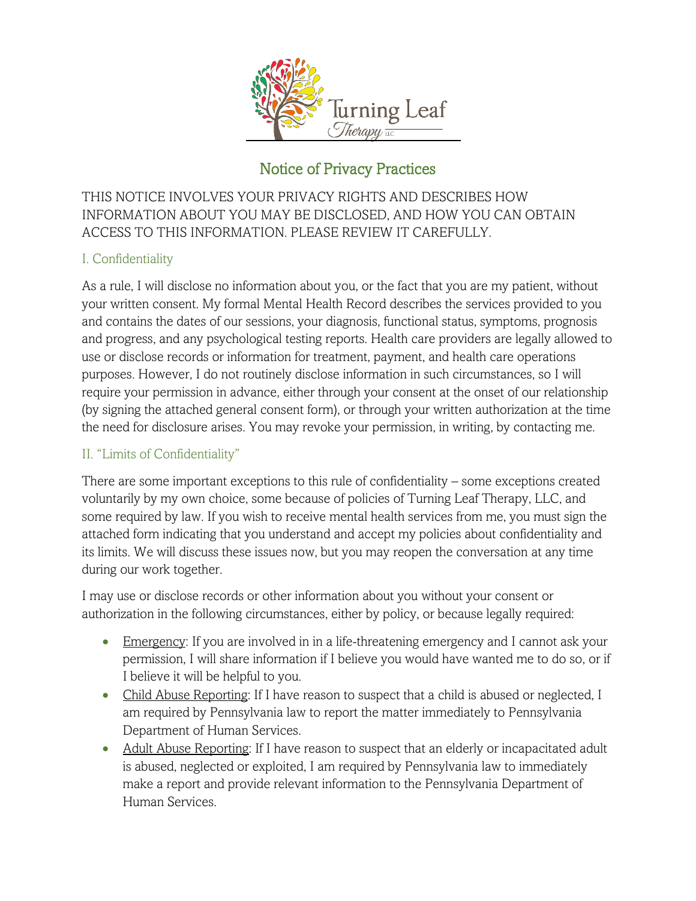# Notice of Privacy Practices

THIS NOTICE INVOLVES YOUR PRIVACY RIGHTS AND DESCRIBES HOW INFORMATION ABOUT YOU MAY BE DISCLOSED, AND HOW YOU CAN OBTAIN ACCESS TO THIS INFORMATION. PLEASE REVIEW IT CAREFULLY.

## I. Confidentiality

As a rule, I will disclose no information about you, or the fact that you are my patient, without your written consent. My formal Mental Health Record describes the services provided to you and contains the dates of our sessions, your diagnosis, functional status, symptoms, prognosis and progress, and any psychological testing reports. Health care providers are legally allowed to use or disclose records or information for treatment, payment, and health care operations purposes. However, I do not routinely disclose information in such circumstances, so I will require your permission in advance, either through your consent at the onset of our relationship (by signing the attached general consent form), or through your written authorization at the time the need for disclosure arises. You may revoke your permission, in writing, by contacting me.

## II. "Limits of Confidentiality"

There are some important exceptions to this rule of confidentiality – some exceptions created voluntarily by my own choice, some because of policies of Turning Leaf Therapy, LLC, and some required by law. If you wish to receive mental health services from me, you must sign the attached form indicating that you understand and accept my policies about confidentiality and its limits. We will discuss these issues now, but you may reopen the conversation at any time during our work together.

I may use or disclose records or other information about you without your consent or authorization in the following circumstances, either by policy, or because legally required:

- Emergency: If you are involved in in a life-threatening emergency and I cannot ask your permission, I will share information if I believe you would have wanted me to do so, or if I believe it will be helpful to you.
- Child Abuse Reporting: If I have reason to suspect that a child is abused or neglected, I am required by Pennsylvania law to report the matter immediately to Pennsylvania Department of Human Services.
- Adult Abuse Reporting: If I have reason to suspect that an elderly or incapacitated adult is abused, neglected or exploited, I am required by Pennsylvania law to immediately make a report and provide relevant information to the Pennsylvania Department of Human Services.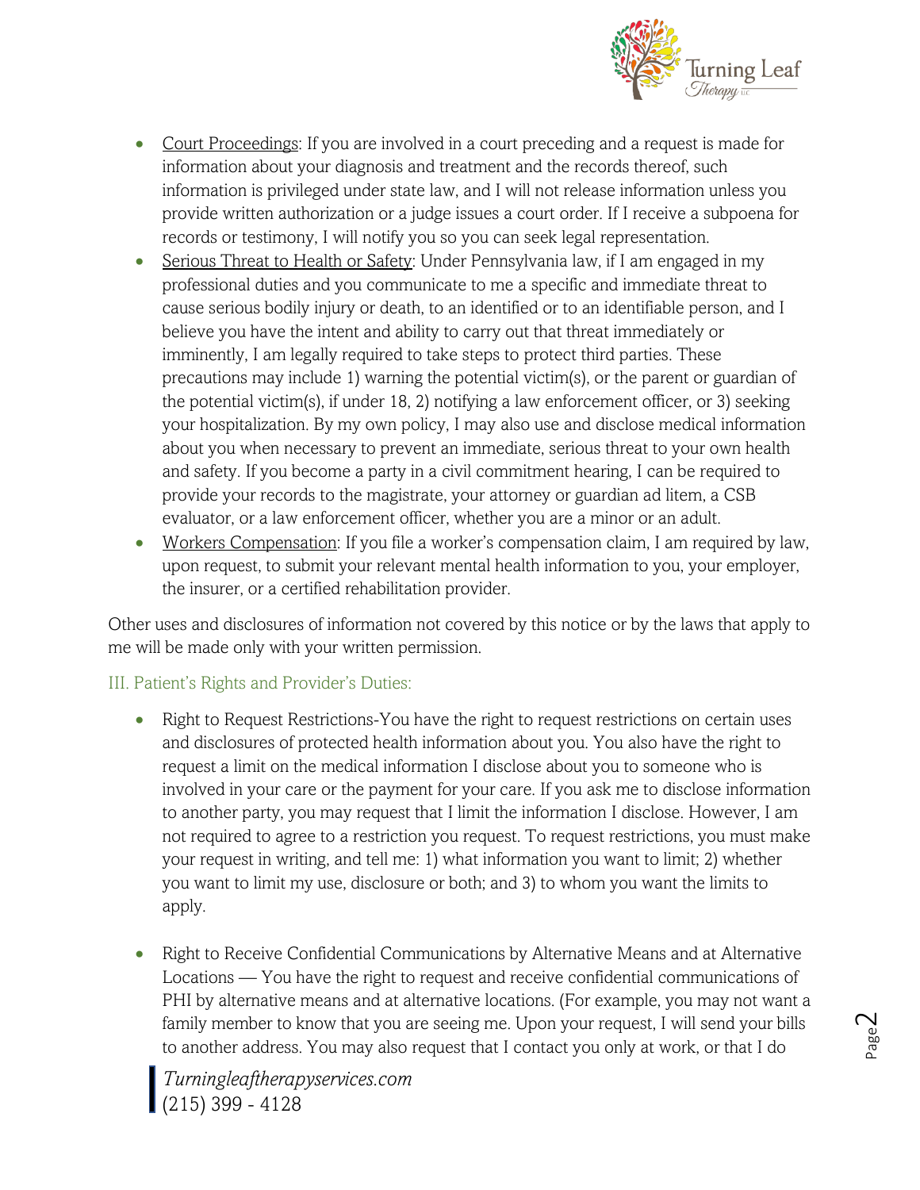- Court Proceedings: If you are involved in a court preceding and a request is made for information about your diagnosis and treatment and the records thereof, such information is privileged under state law, and I will not release information unless you provide written authorization or a judge issues a court order. If I receive a subpoena for records or testimony, I will notify you so you can seek legal representation.
- Serious Threat to Health or Safety: Under Pennsylvania law, if I am engaged in my professional duties and you communicate to me a specific and immediate threat to cause serious bodily injury or death, to an identified or to an identifiable person, and I believe you have the intent and ability to carry out that threat immediately or imminently, I am legally required to take steps to protect third parties. These precautions may include 1) warning the potential victim(s), or the parent or guardian of the potential victim(s), if under 18, 2) notifying a law enforcement officer, or 3) seeking your hospitalization. By my own policy, I may also use and disclose medical information about you when necessary to prevent an immediate, serious threat to your own health and safety. If you become a party in a civil commitment hearing, I can be required to provide your records to the magistrate, your attorney or guardian ad litem, a CSB evaluator, or a law enforcement officer, whether you are a minor or an adult.
- Workers Compensation: If you file a worker's compensation claim, I am required by law, upon request, to submit your relevant mental health information to you, your employer, the insurer, or a certified rehabilitation provider.

Other uses and disclosures of information not covered by this notice or by the laws that apply to me will be made only with your written permission.

## III. Patient's Rights and Provider's Duties:

- Right to Request Restrictions-You have the right to request restrictions on certain uses and disclosures of protected health information about you. You also have the right to request a limit on the medical information I disclose about you to someone who is involved in your care or the payment for your care. If you ask me to disclose information to another party, you may request that I limit the information I disclose. However, I am not required to agree to a restriction you request. To request restrictions, you must make your request in writing, and tell me: 1) what information you want to limit; 2) whether you want to limit my use, disclosure or both; and 3) to whom you want the limits to apply.

- Right to Receive Confidential Communications by Alternative Means and at Alternative Locations — You have the right to request and receive confidential communications of PHI by alternative means and at alternative locations. (For example, you may not want a family member to know that you are seeing me. Upon your request, I will send your bills to another address. You may also request that I contact you only at work, or that I do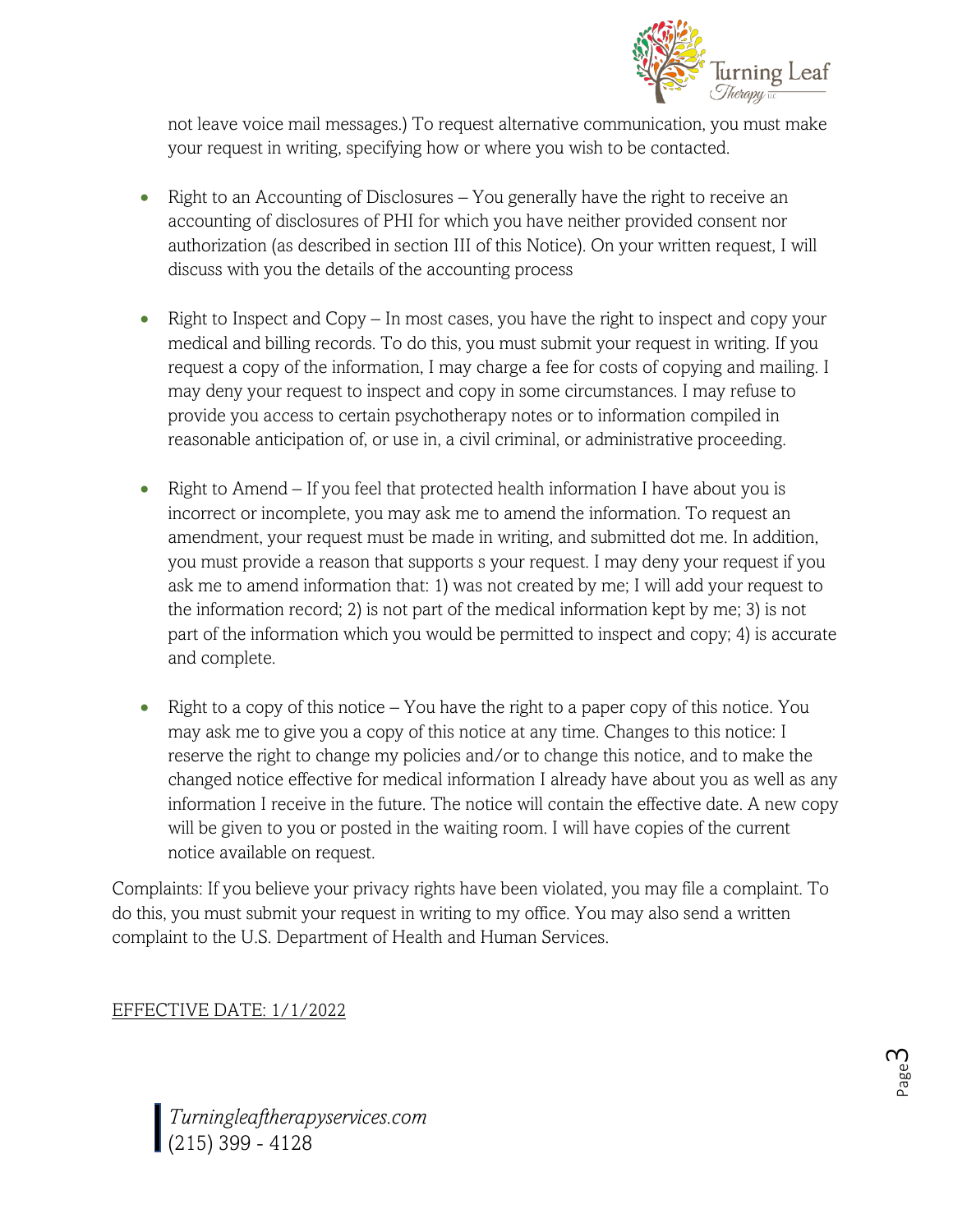not leave voice mail messages.) To request alternative communication, you must make your request in writing, specifying how or where you wish to be contacted.

- Right to an Accounting of Disclosures – You generally have the right to receive an accounting of disclosures of PHI for which you have neither provided consent nor authorization (as described in section III of this Notice). On your written request, I will discuss with you the details of the accounting process

- Right to Inspect and Copy – In most cases, you have the right to inspect and copy your medical and billing records. To do this, you must submit your request in writing. If you request a copy of the information, I may charge a fee for costs of copying and mailing. I may deny your request to inspect and copy in some circumstances. I may refuse to provide you access to certain psychotherapy notes or to information compiled in reasonable anticipation of, or use in, a civil criminal, or administrative proceeding.

- Right to Amend – If you feel that protected health information I have about you is incorrect or incomplete, you may ask me to amend the information. To request an amendment, your request must be made in writing, and submitted dot me. In addition, you must provide a reason that supports s your request. I may deny your request if you ask me to amend information that: 1) was not created by me; I will add your request to the information record; 2) is not part of the medical information kept by me; 3) is not part of the information which you would be permitted to inspect and copy; 4) is accurate and complete.

- Right to a copy of this notice – You have the right to a paper copy of this notice. You may ask me to give you a copy of this notice at any time. Changes to this notice: I reserve the right to change my policies and/or to change this notice, and to make the changed notice effective for medical information I already have about you as well as any information I receive in the future. The notice will contain the effective date. A new copy will be given to you or posted in the waiting room. I will have copies of the current notice available on request.

Complaints: If you believe your privacy rights have been violated, you may file a complaint. To do this, you must submit your request in writing to my office. You may also send a written complaint to the U.S. Department of Health and Human Services.

EFFECTIVE DATE: 1/1/2022

*Turningleaftherapyservices.com*
(215) 399 - 4128